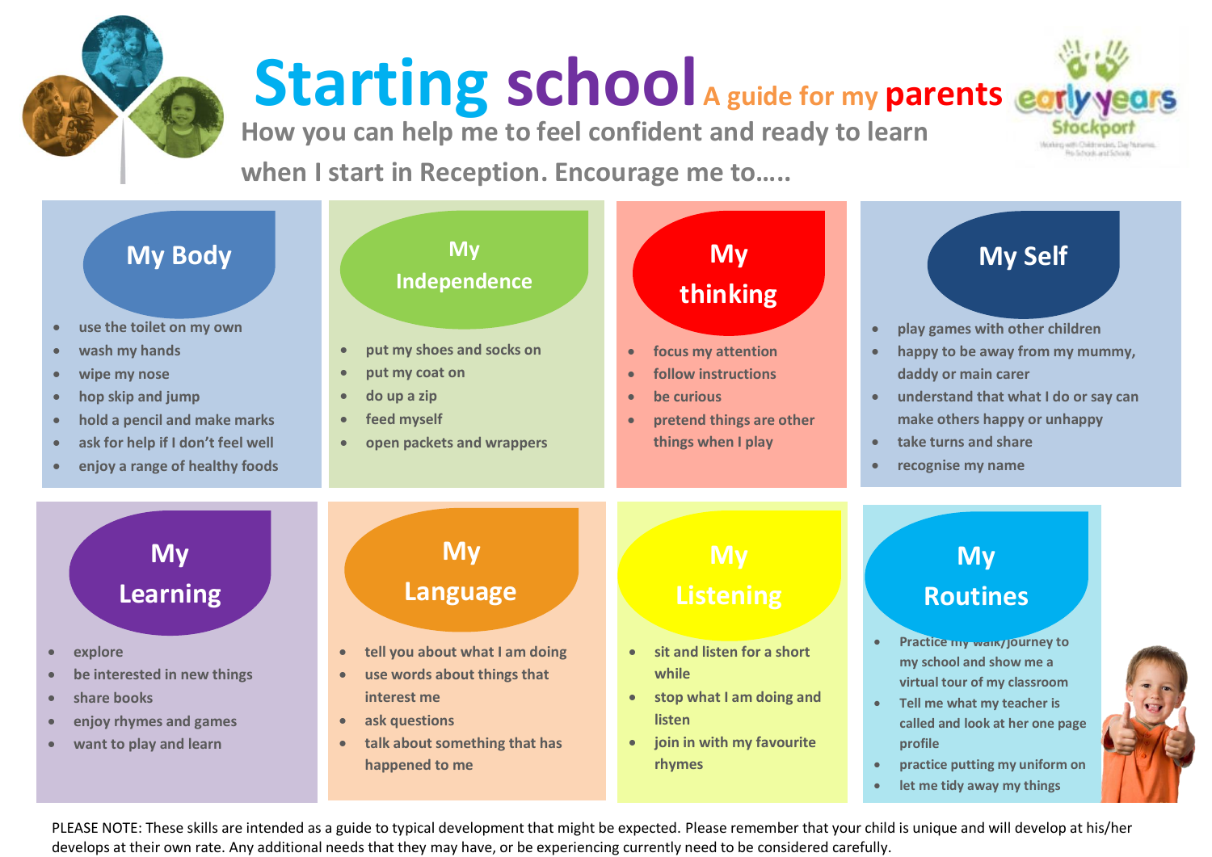# Starting school A guide for my parents

early years Stockport

## How you can help me to feel confident and ready to learn when I start in Reception. Encourage me to…..

### My Body

- use the toilet on my own
- wash my hands
- wipe my nose
- hop skip and jump
- hold a pencil and make marks
- ask for help if I don't feel well
- enjoy a range of healthy foods

### My Independence

- put my shoes and socks on
- put my coat on
- do up a zip
- feed myself
- open packets and wrappers

### My thinking

- focus my attention
- follow instructions
- be curious
- pretend things are other things when I play

### My Self

- play games with other children
- happy to be away from my mummy, daddy or main carer
- understand that what I do or say can make others happy or unhappy
- take turns and share
- recognise my name

### My Learning

- explore
- be interested in new things
- share books
- enjoy rhymes and games
- want to play and learn

### My Language

- tell you about what I am doing
- use words about things that interest me
- ask questions
- talk about something that has happened to me

### My Listening

- sit and listen for a short while
- stop what I am doing and listen
- join in with my favourite rhymes

### My Routines

- Practice my walk/journey to my school and show me a virtual tour of my classroom
- Tell me what my teacher is called and look at her one page profile
- practice putting my uniform on
- let me tidy away my things

PLEASE NOTE: These skills are intended as a guide to typical development that might be expected. Please remember that your child is unique and will develop at his/her develops at their own rate. Any additional needs that they may have, or be experiencing currently need to be considered carefully.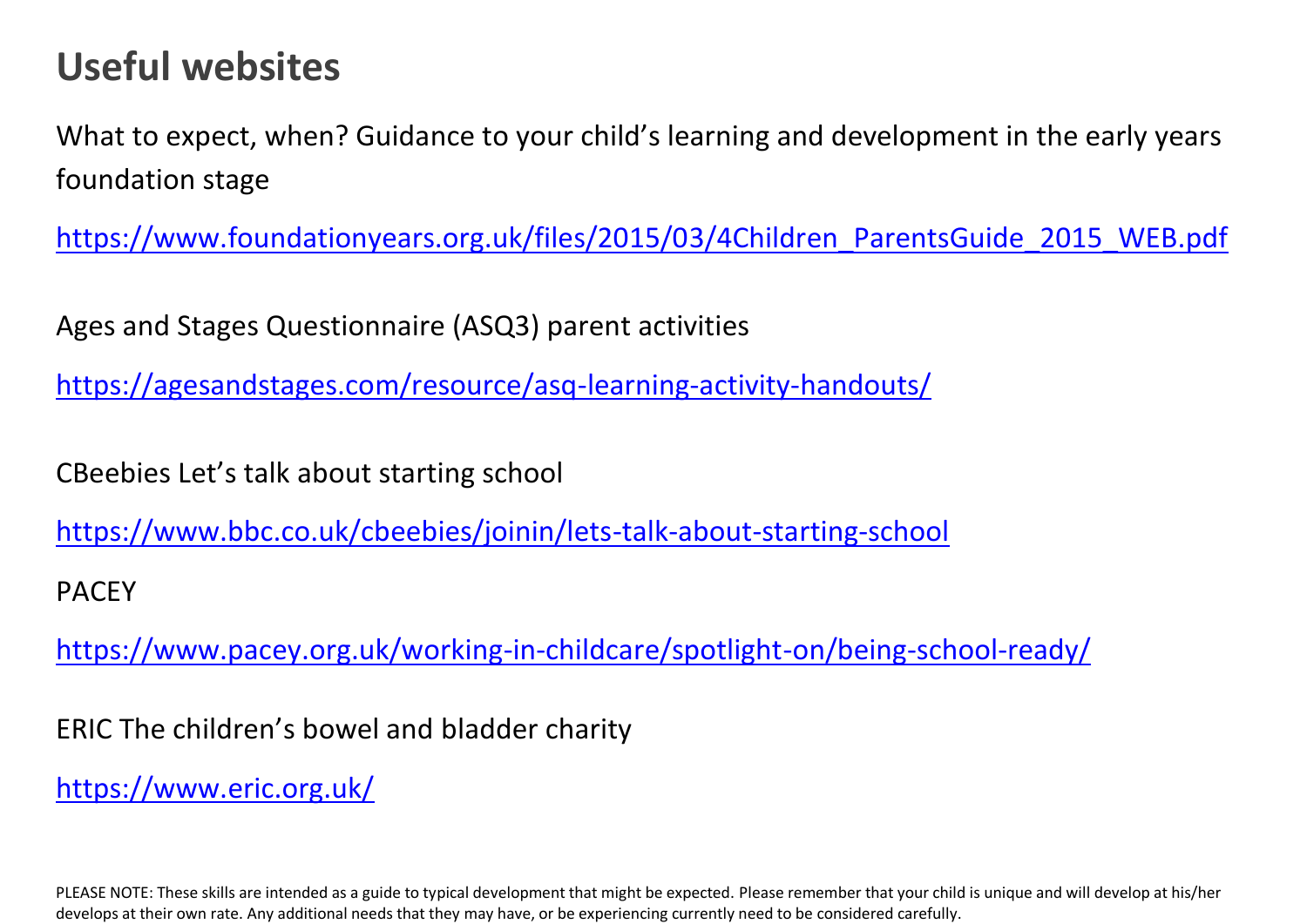## Useful websites

What to expect, when? Guidance to your child's learning and development in the early years foundation stage

https://www.foundationyears.org.uk/files/2015/03/4Children_ParentsGuide_2015_WEB.pdf

Ages and Stages Questionnaire (ASQ3) parent activities

https://agesandstages.com/resource/asq-learning-activity-handouts/

CBeebies Let's talk about starting school

https://www.bbc.co.uk/cbeebies/joinin/lets-talk-about-starting-school

PACEY

https://www.pacey.org.uk/working-in-childcare/spotlight-on/being-school-ready/

ERIC The children's bowel and bladder charity

https://www.eric.org.uk/

PLEASE NOTE: These skills are intended as a guide to typical development that might be expected. Please remember that your child is unique and will develop at his/her develops at their own rate. Any additional needs that they may have, or be experiencing currently need to be considered carefully.